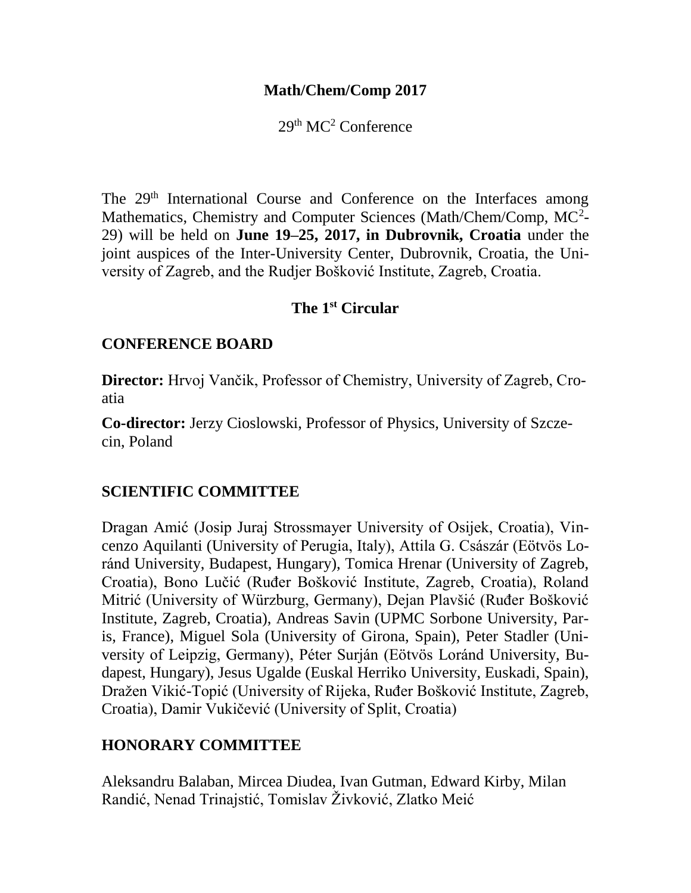# Math/Chem/Comp 2017

29th MC$^2$ Conference

The 29th International Course and Conference on the Interfaces among Mathematics, Chemistry and Computer Sciences (Math/Chem/Comp, MC$^2$-29) will be held on **June 19–25, 2017, in Dubrovnik, Croatia** under the joint auspices of the Inter-University Center, Dubrovnik, Croatia, the University of Zagreb, and the Rudjer Bošković Institute, Zagreb, Croatia.

## The 1st Circular

## CONFERENCE BOARD

**Director:** Hrvoj Vančik, Professor of Chemistry, University of Zagreb, Croatia

**Co-director:** Jerzy Cioslowski, Professor of Physics, University of Szczecin, Poland

## SCIENTIFIC COMMITTEE

Dragan Amić (Josip Juraj Strossmayer University of Osijek, Croatia), Vincenzo Aquilanti (University of Perugia, Italy), Attila G. Császár (Eötvös Loránd University, Budapest, Hungary), Tomica Hrenar (University of Zagreb, Croatia), Bono Lučić (Ruđer Bošković Institute, Zagreb, Croatia), Roland Mitrić (University of Würzburg, Germany), Dejan Plavšić (Ruđer Bošković Institute, Zagreb, Croatia), Andreas Savin (UPMC Sorbone University, Paris, France), Miguel Sola (University of Girona, Spain), Peter Stadler (University of Leipzig, Germany), Péter Surján (Eötvös Loránd University, Budapest, Hungary), Jesus Ugalde (Euskal Herriko University, Euskadi, Spain), Dražen Vikić-Topić (University of Rijeka, Ruđer Bošković Institute, Zagreb, Croatia), Damir Vukičević (University of Split, Croatia)

## HONORARY COMMITTEE

Aleksandru Balaban, Mircea Diudea, Ivan Gutman, Edward Kirby, Milan Randić, Nenad Trinajstić, Tomislav Živković, Zlatko Meić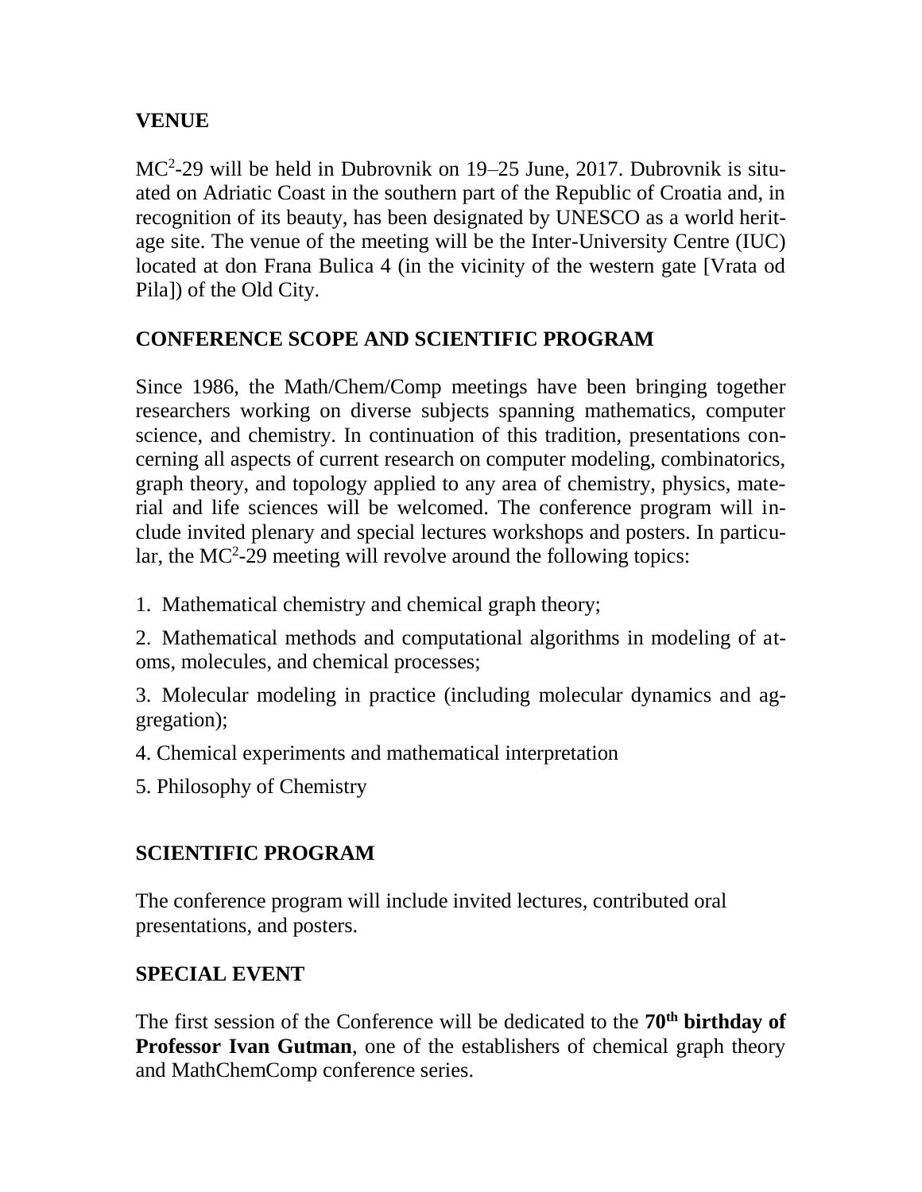## VENUE

$MC^2$-29 will be held in Dubrovnik on 19–25 June, 2017. Dubrovnik is situated on Adriatic Coast in the southern part of the Republic of Croatia and, in recognition of its beauty, has been designated by UNESCO as a world heritage site. The venue of the meeting will be the Inter-University Centre (IUC) located at don Frana Bulica 4 (in the vicinity of the western gate [Vrata od Pila]) of the Old City.

## CONFERENCE SCOPE AND SCIENTIFIC PROGRAM

Since 1986, the Math/Chem/Comp meetings have been bringing together researchers working on diverse subjects spanning mathematics, computer science, and chemistry. In continuation of this tradition, presentations concerning all aspects of current research on computer modeling, combinatorics, graph theory, and topology applied to any area of chemistry, physics, material and life sciences will be welcomed. The conference program will include invited plenary and special lectures workshops and posters. In particular, the $MC^2$-29 meeting will revolve around the following topics:

1. Mathematical chemistry and chemical graph theory;
2. Mathematical methods and computational algorithms in modeling of atoms, molecules, and chemical processes;
3. Molecular modeling in practice (including molecular dynamics and aggregation);
4. Chemical experiments and mathematical interpretation
5. Philosophy of Chemistry

## SCIENTIFIC PROGRAM

The conference program will include invited lectures, contributed oral presentations, and posters.

## SPECIAL EVENT

The first session of the Conference will be dedicated to the **70th birthday of Professor Ivan Gutman**, one of the establishers of chemical graph theory and MathChemComp conference series.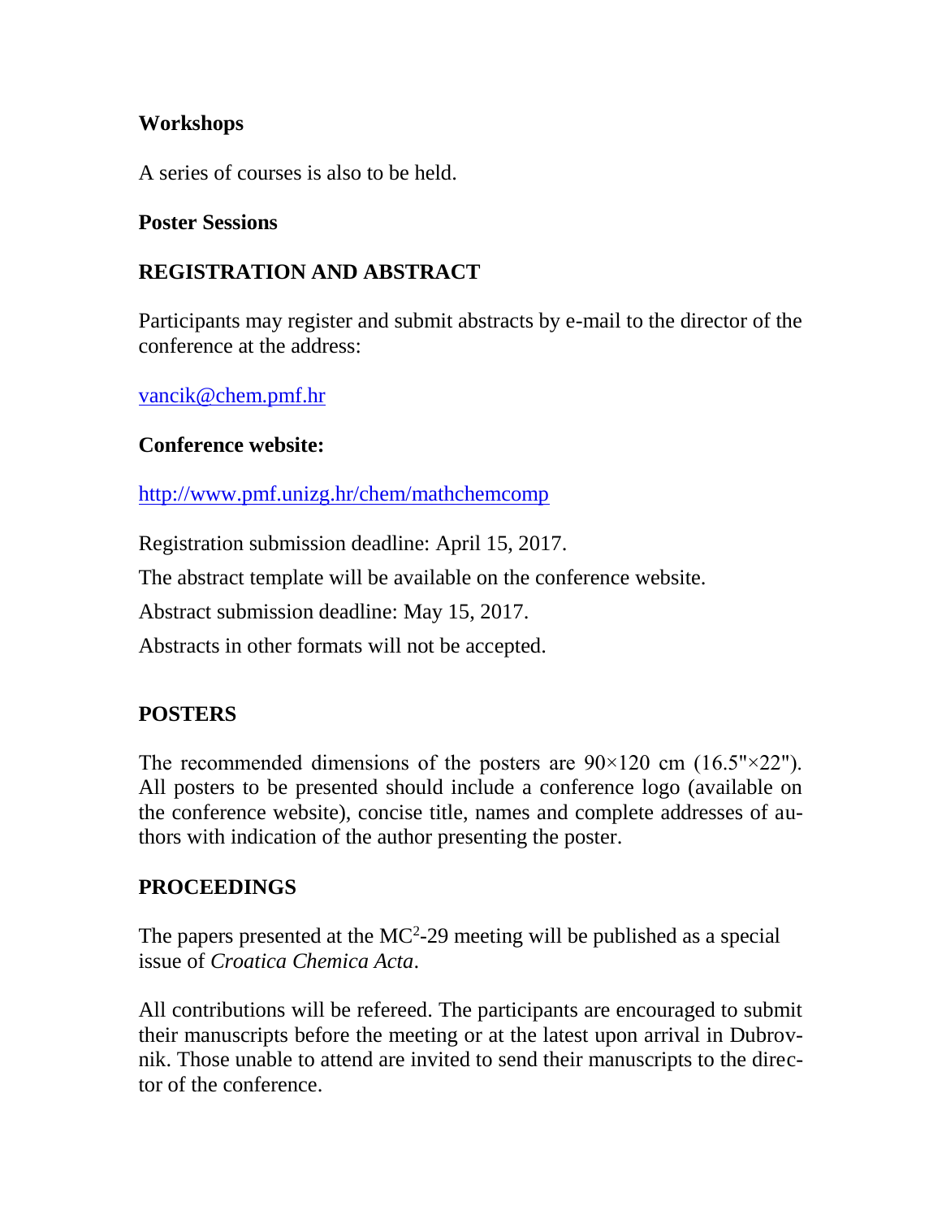### Workshops

A series of courses is also to be held.

### Poster Sessions

## REGISTRATION AND ABSTRACT

Participants may register and submit abstracts by e-mail to the director of the conference at the address:

vancik@chem.pmf.hr

### Conference website:

http://www.pmf.unizg.hr/chem/mathchemcomp

Registration submission deadline: April 15, 2017.

The abstract template will be available on the conference website.

Abstract submission deadline: May 15, 2017.

Abstracts in other formats will not be accepted.

## POSTERS

The recommended dimensions of the posters are 90×120 cm (16.5"×22"). All posters to be presented should include a conference logo (available on the conference website), concise title, names and complete addresses of authors with indication of the author presenting the poster.

## PROCEEDINGS

The papers presented at the $MC^2$-29 meeting will be published as a special issue of *Croatica Chemica Acta*.

All contributions will be refereed. The participants are encouraged to submit their manuscripts before the meeting or at the latest upon arrival in Dubrovnik. Those unable to attend are invited to send their manuscripts to the director of the conference.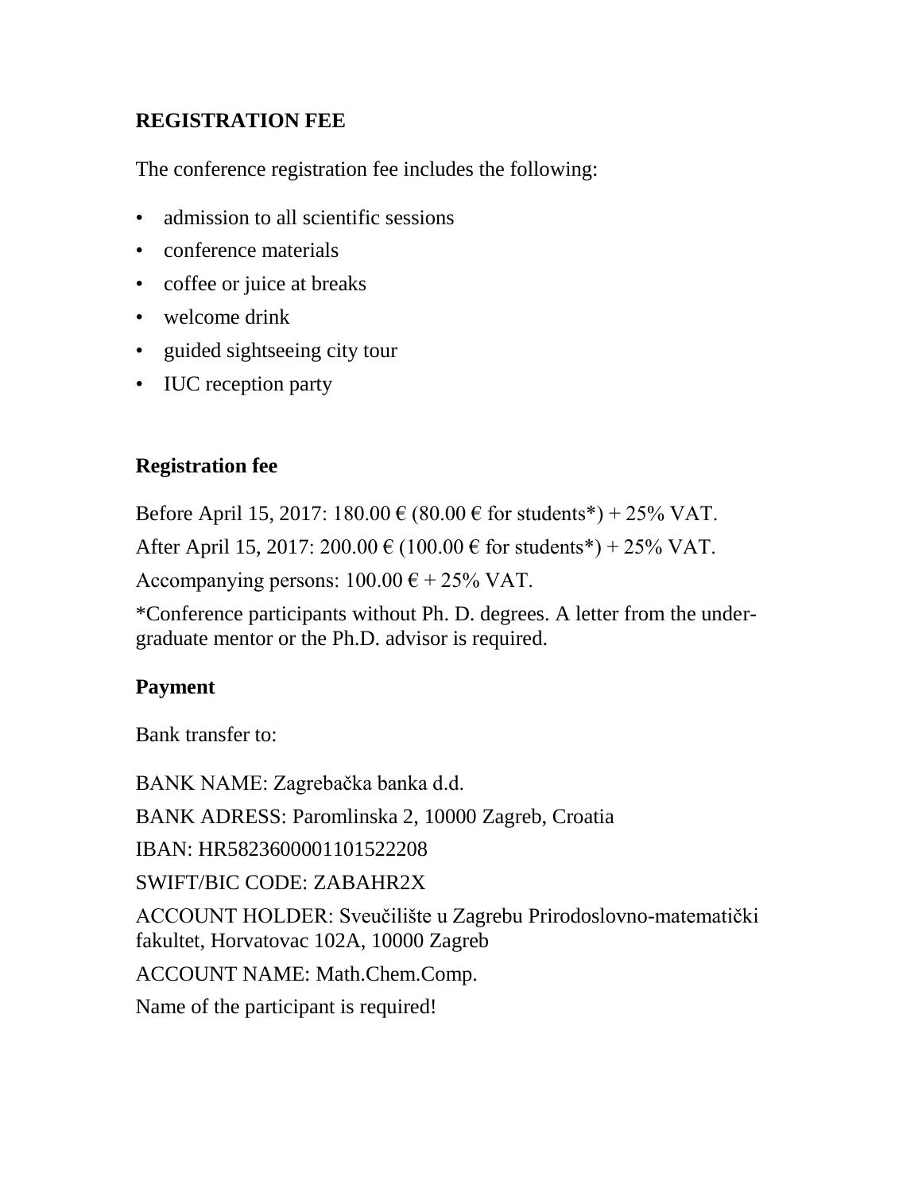## REGISTRATION FEE

The conference registration fee includes the following:

- admission to all scientific sessions
- conference materials
- coffee or juice at breaks
- welcome drink
- guided sightseeing city tour
- IUC reception party

### Registration fee

Before April 15, 2017: 180.00 € (80.00 € for students*) + 25% VAT.

After April 15, 2017: 200.00 € (100.00 € for students*) + 25% VAT.

Accompanying persons: 100.00 € + 25% VAT.

*Conference participants without Ph. D. degrees. A letter from the under-graduate mentor or the Ph.D. advisor is required.

### Payment

Bank transfer to:

BANK NAME: Zagrebačka banka d.d.

BANK ADRESS: Paromlinska 2, 10000 Zagreb, Croatia

IBAN: HR5823600001101522208

SWIFT/BIC CODE: ZABAHR2X

ACCOUNT HOLDER: Sveučilište u Zagrebu Prirodoslovno-matematički fakultet, Horvatovac 102A, 10000 Zagreb

ACCOUNT NAME: Math.Chem.Comp.

Name of the participant is required!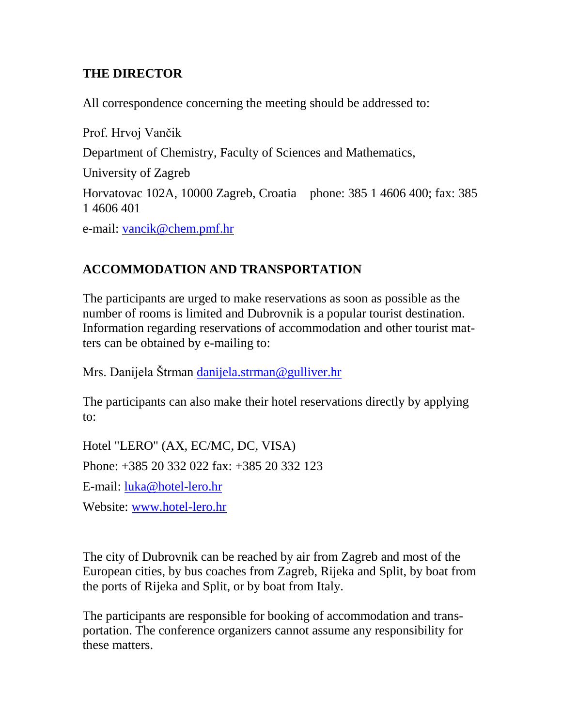## THE DIRECTOR

All correspondence concerning the meeting should be addressed to:

Prof. Hrvoj Vančik

Department of Chemistry, Faculty of Sciences and Mathematics,

University of Zagreb

Horvatovac 102A, 10000 Zagreb, Croatia phone: 385 1 4606 400; fax: 385 1 4606 401

e-mail: vancik@chem.pmf.hr

## ACCOMMODATION AND TRANSPORTATION

The participants are urged to make reservations as soon as possible as the number of rooms is limited and Dubrovnik is a popular tourist destination. Information regarding reservations of accommodation and other tourist matters can be obtained by e-mailing to:

Mrs. Danijela Štrman danijela.strman@gulliver.hr

The participants can also make their hotel reservations directly by applying to:

Hotel "LERO" (AX, EC/MC, DC, VISA)

Phone: +385 20 332 022 fax: +385 20 332 123

E-mail: luka@hotel-lero.hr

Website: www.hotel-lero.hr

The city of Dubrovnik can be reached by air from Zagreb and most of the European cities, by bus coaches from Zagreb, Rijeka and Split, by boat from the ports of Rijeka and Split, or by boat from Italy.

The participants are responsible for booking of accommodation and transportation. The conference organizers cannot assume any responsibility for these matters.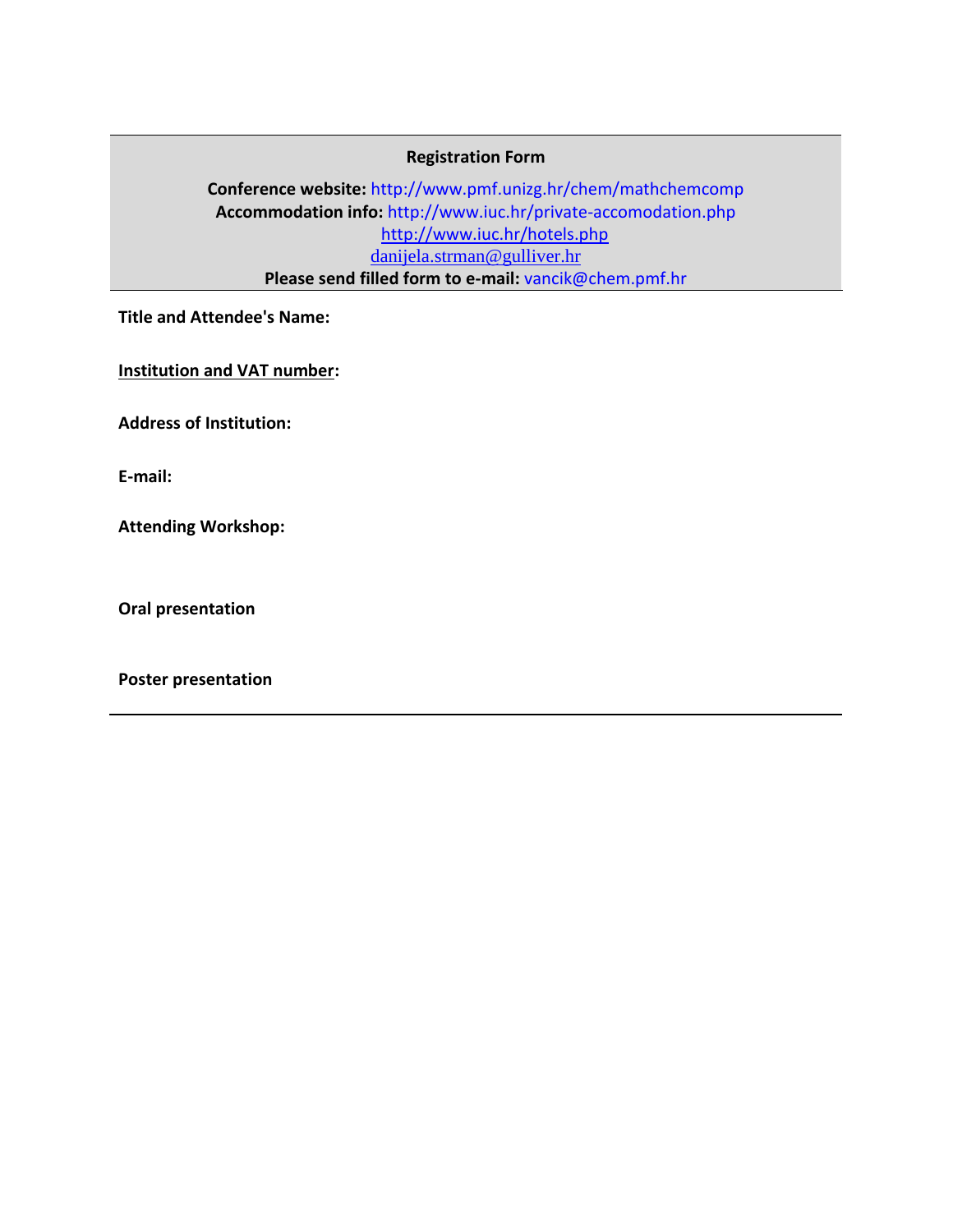**Registration Form**

**Conference website:** http://www.pmf.unizg.hr/chem/mathchemcomp
**Accommodation info:** http://www.iuc.hr/private-accomodation.php
http://www.iuc.hr/hotels.php
danijela.strman@gulliver.hr
**Please send filled form to e-mail:** vancik@chem.pmf.hr

---

**Title and Attendee's Name:**

**Institution and VAT number:**

**Address of Institution:**

**E-mail:**

**Attending Workshop:**

**Oral presentation**

**Poster presentation**

---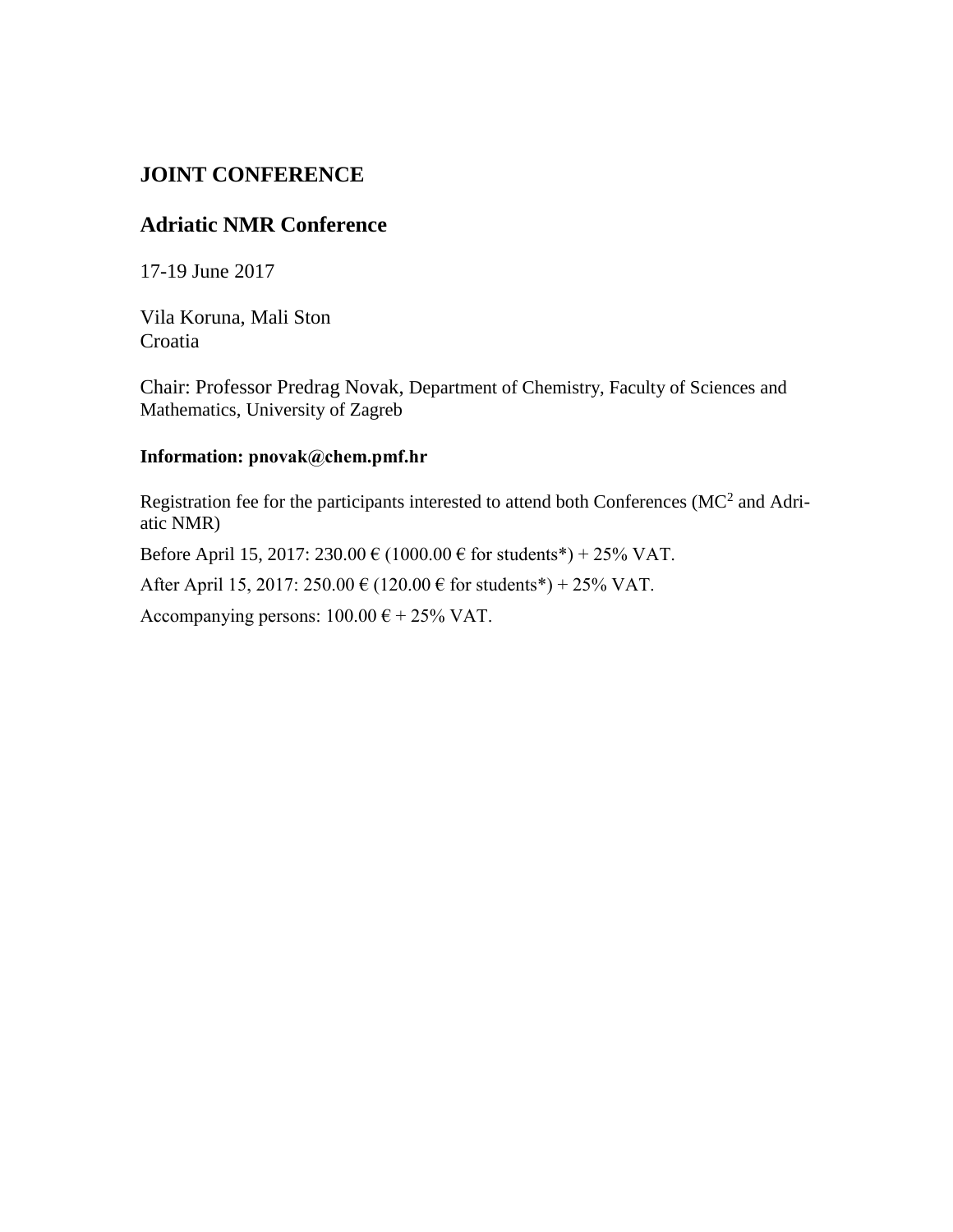## JOINT CONFERENCE

## Adriatic NMR Conference

17-19 June 2017

Vila Koruna, Mali Ston
Croatia

Chair: Professor Predrag Novak, Department of Chemistry, Faculty of Sciences and Mathematics, University of Zagreb

**Information: pnovak@chem.pmf.hr**

Registration fee for the participants interested to attend both Conferences ($MC^2$ and Adriatic NMR)

Before April 15, 2017: 230.00 € (1000.00 € for students*) + 25% VAT.

After April 15, 2017: 250.00 € (120.00 € for students*) + 25% VAT.

Accompanying persons: 100.00 € + 25% VAT.